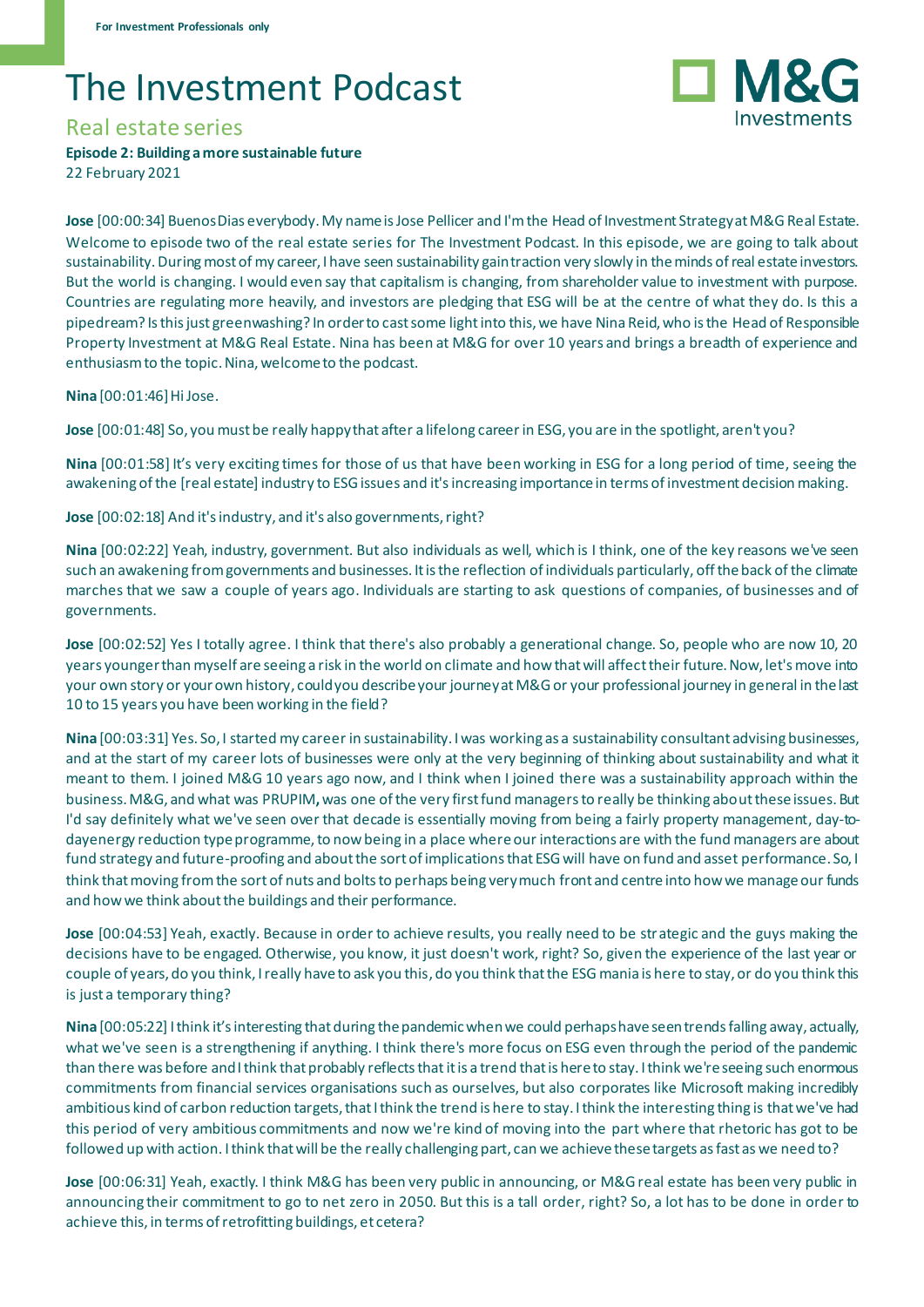For Investment Professionals only

# The Investment Podcast

## Real estate series

**Episode 2: Building a more sustainable future**

22 February 2021

**Jose** [00:00:34] Buenos Dias everybody. My name is Jose Pellicer and I'm the Head of Investment Strategy at M&G Real Estate. Welcome to episode two of the real estate series for The Investment Podcast. In this episode, we are going to talk about sustainability. During most of my career, I have seen sustainability gain traction very slowly in the minds of real estate investors. But the world is changing. I would even say that capitalism is changing, from shareholder value to investment with purpose. Countries are regulating more heavily, and investors are pledging that ESG will be at the centre of what they do. Is this a pipedream? Is this just greenwashing? In order to cast some light into this, we have Nina Reid, who is the Head of Responsible Property Investment at M&G Real Estate. Nina has been at M&G for over 10 years and brings a breadth of experience and enthusiasm to the topic. Nina, welcome to the podcast.

**Nina** [00:01:46] Hi Jose.

**Jose** [00:01:48] So, you must be really happy that after a lifelong career in ESG, you are in the spotlight, aren't you?

**Nina** [00:01:58] It's very exciting times for those of us that have been working in ESG for a long period of time, seeing the awakening of the [real estate] industry to ESG issues and it's increasing importance in terms of investment decision making.

**Jose** [00:02:18] And it's industry, and it's also governments, right?

**Nina** [00:02:22] Yeah, industry, government. But also individuals as well, which is I think, one of the key reasons we've seen such an awakening from governments and businesses. It is the reflection of individuals particularly, off the back of the climate marches that we saw a couple of years ago. Individuals are starting to ask questions of companies, of businesses and of governments.

**Jose** [00:02:52] Yes I totally agree. I think that there's also probably a generational change. So, people who are now 10, 20 years younger than myself are seeing a risk in the world on climate and how that will affect their future. Now, let's move into your own story or your own history, could you describe your journey at M&G or your professional journey in general in the last 10 to 15 years you have been working in the field?

**Nina** [00:03:31] Yes. So, I started my career in sustainability. I was working as a sustainability consultant advising businesses, and at the start of my career lots of businesses were only at the very beginning of thinking about sustainability and what it meant to them. I joined M&G 10 years ago now, and I think when I joined there was a sustainability approach within the business. M&G, and what was PRUPIM**,** was one of the very first fund managers to really be thinking about these issues. But I'd say definitely what we've seen over that decade is essentially moving from being a fairly property management, day-to-day energy reduction type programme, to now being in a place where our interactions are with the fund managers are about fund strategy and future-proofing and about the sort of implications that ESG will have on fund and asset performance. So, I think that moving from the sort of nuts and bolts to perhaps being very much front and centre into how we manage our funds and how we think about the buildings and their performance.

**Jose** [00:04:53] Yeah, exactly. Because in order to achieve results, you really need to be strategic and the guys making the decisions have to be engaged. Otherwise, you know, it just doesn't work, right? So, given the experience of the last year or couple of years, do you think, I really have to ask you this, do you think that the ESG mania is here to stay, or do you think this is just a temporary thing?

**Nina** [00:05:22] I think it's interesting that during the pandemic when we could perhaps have seen trends falling away, actually, what we've seen is a strengthening if anything. I think there's more focus on ESG even through the period of the pandemic than there was before and I think that probably reflects that it is a trend that is here to stay. I think we're seeing such enormous commitments from financial services organisations such as ourselves, but also corporates like Microsoft making incredibly ambitious kind of carbon reduction targets, that I think the trend is here to stay. I think the interesting thing is that we've had this period of very ambitious commitments and now we're kind of moving into the part where that rhetoric has got to be followed up with action. I think that will be the really challenging part, can we achieve these targets as fast as we need to?

**Jose** [00:06:31] Yeah, exactly. I think M&G has been very public in announcing, or M&G real estate has been very public in announcing their commitment to go to net zero in 2050. But this is a tall order, right? So, a lot has to be done in order to achieve this, in terms of retrofitting buildings, et cetera?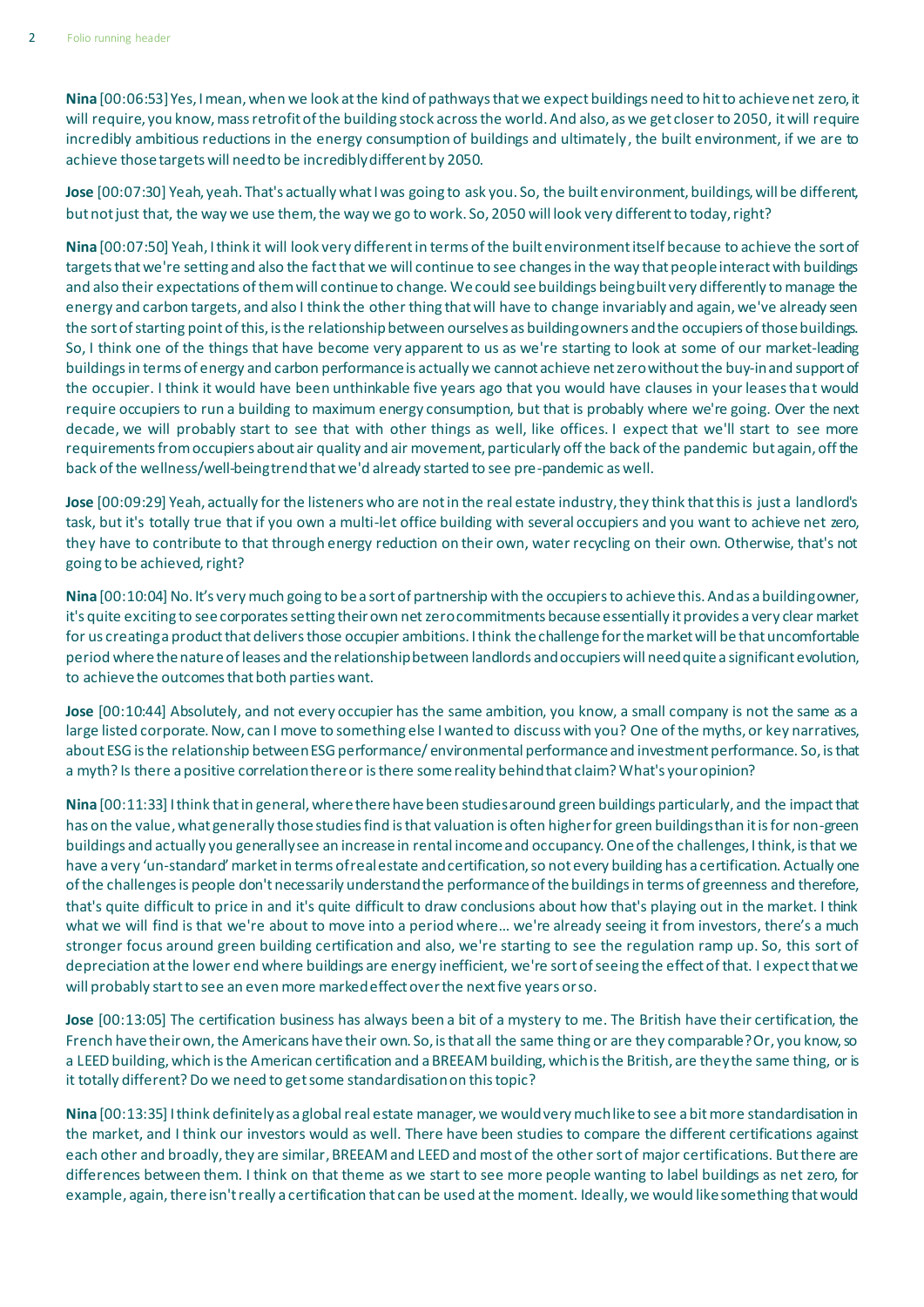**Nina** [00:06:53] Yes, I mean, when we look at the kind of pathways that we expect buildings need to hit to achieve net zero, it will require, you know, mass retrofit of the building stock across the world. And also, as we get closer to 2050, it will require incredibly ambitious reductions in the energy consumption of buildings and ultimately, the built environment, if we are to achieve those targets will need to be incredibly different by 2050.

**Jose** [00:07:30] Yeah, yeah. That's actually what I was going to ask you. So, the built environment, buildings, will be different, but not just that, the way we use them, the way we go to work. So, 2050 will look very different to today, right?

**Nina** [00:07:50] Yeah, I think it will look very different in terms of the built environment itself because to achieve the sort of targets that we're setting and also the fact that we will continue to see changes in the way that people interact with buildings and also their expectations of them will continue to change. We could see buildings being built very differently to manage the energy and carbon targets, and also I think the other thing that will have to change invariably and again, we've already seen the sort of starting point of this, is the relationship between ourselves as building owners and the occupiers of those buildings. So, I think one of the things that have become very apparent to us as we're starting to look at some of our market-leading buildings in terms of energy and carbon performance is actually we cannot achieve net zero without the buy-in and support of the occupier. I think it would have been unthinkable five years ago that you would have clauses in your leases that would require occupiers to run a building to maximum energy consumption, but that is probably where we're going. Over the next decade, we will probably start to see that with other things as well, like offices. I expect that we'll start to see more requirements from occupiers about air quality and air movement, particularly off the back of the pandemic but again, off the back of the wellness/well-being trend that we'd already started to see pre-pandemic as well.

**Jose** [00:09:29] Yeah, actually for the listeners who are not in the real estate industry, they think that this is just a landlord's task, but it's totally true that if you own a multi-let office building with several occupiers and you want to achieve net zero, they have to contribute to that through energy reduction on their own, water recycling on their own. Otherwise, that's not going to be achieved, right?

**Nina** [00:10:04] No. It's very much going to be a sort of partnership with the occupiers to achieve this. And as a building owner, it's quite exciting to see corporates setting their own net zero commitments because essentially it provides a very clear market for us creating a product that delivers those occupier ambitions. I think the challenge for the market will be that uncomfortable period where the nature of leases and the relationship between landlords and occupiers will need quite a significant evolution, to achieve the outcomes that both parties want.

**Jose** [00:10:44] Absolutely, and not every occupier has the same ambition, you know, a small company is not the same as a large listed corporate. Now, can I move to something else I wanted to discuss with you? One of the myths, or key narratives, about ESG is the relationship between ESG performance/ environmental performance and investment performance. So, is that a myth? Is there a positive correlation there or is there some reality behind that claim? What's your opinion?

**Nina** [00:11:33] I think that in general, where there have been studies around green buildings particularly, and the impact that has on the value, what generally those studies find is that valuation is often higher for green buildings than it is for non-green buildings and actually you generally see an increase in rental income and occupancy. One of the challenges, I think, is that we have a very 'un-standard' market in terms of real estate and certification, so not every building has a certification. Actually one of the challenges is people don't necessarily understand the performance of the buildings in terms of greenness and therefore, that's quite difficult to price in and it's quite difficult to draw conclusions about how that's playing out in the market. I think what we will find is that we're about to move into a period where... we're already seeing it from investors, there's a much stronger focus around green building certification and also, we're starting to see the regulation ramp up. So, this sort of depreciation at the lower end where buildings are energy inefficient, we're sort of seeing the effect of that. I expect that we will probably start to see an even more marked effect over the next five years or so.

**Jose** [00:13:05] The certification business has always been a bit of a mystery to me. The British have their certification, the French have their own, the Americans have their own. So, is that all the same thing or are they comparable? Or, you know, so a LEED building, which is the American certification and a BREEAM building, which is the British, are they the same thing, or is it totally different? Do we need to get some standardisation on this topic?

**Nina** [00:13:35] I think definitely as a global real estate manager, we would very much like to see a bit more standardisation in the market, and I think our investors would as well. There have been studies to compare the different certifications against each other and broadly, they are similar, BREEAM and LEED and most of the other sort of major certifications. But there are differences between them. I think on that theme as we start to see more people wanting to label buildings as net zero, for example, again, there isn't really a certification that can be used at the moment. Ideally, we would like something that would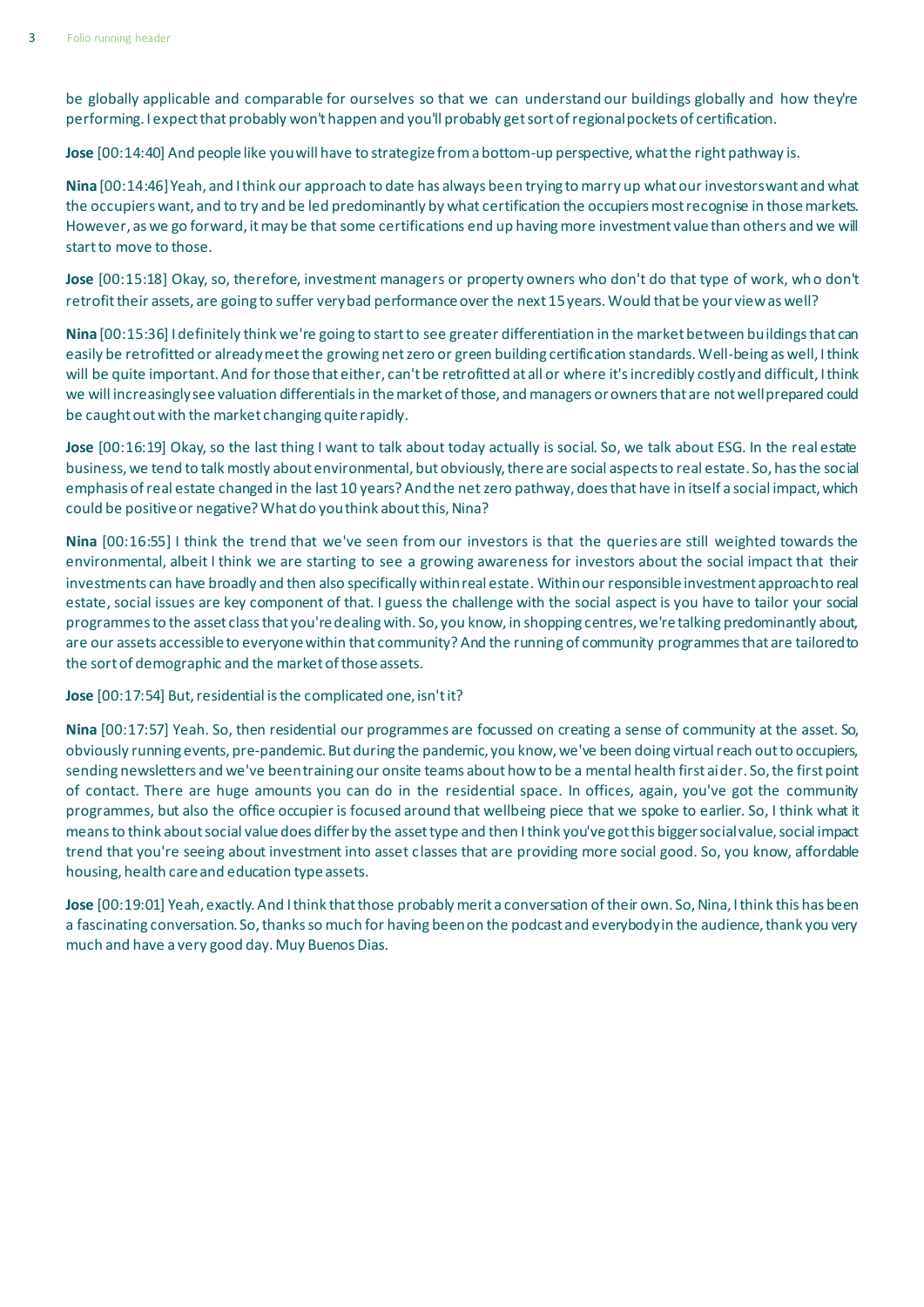be globally applicable and comparable for ourselves so that we can understand our buildings globally and how they're performing. I expect that probably won't happen and you'll probably get sort of regional pockets of certification.

**Jose** [00:14:40] And people like you will have to strategize from a bottom-up perspective, what the right pathway is.

**Nina** [00:14:46] Yeah, and I think our approach to date has always been trying to marry up what our investors want and what the occupiers want, and to try and be led predominantly by what certification the occupiers most recognise in those markets. However, as we go forward, it may be that some certifications end up having more investment value than others and we will start to move to those.

**Jose** [00:15:18] Okay, so, therefore, investment managers or property owners who don't do that type of work, who don't retrofit their assets, are going to suffer very bad performance over the next 15 years. Would that be your view as well?

**Nina** [00:15:36] I definitely think we're going to start to see greater differentiation in the market between buildings that can easily be retrofitted or already meet the growing net zero or green building certification standards. Well-being as well, I think will be quite important. And for those that either, can't be retrofitted at all or where it's incredibly costly and difficult, I think we will increasingly see valuation differentials in the market of those, and managers or owners that are not well prepared could be caught out with the market changing quite rapidly.

**Jose** [00:16:19] Okay, so the last thing I want to talk about today actually is social. So, we talk about ESG. In the real estate business, we tend to talk mostly about environmental, but obviously, there are social aspects to real estate. So, has the social emphasis of real estate changed in the last 10 years? And the net zero pathway, does that have in itself a social impact, which could be positive or negative? What do you think about this, Nina?

**Nina** [00:16:55] I think the trend that we've seen from our investors is that the queries are still weighted towards the environmental, albeit I think we are starting to see a growing awareness for investors about the social impact that their investments can have broadly and then also specifically within real estate. Within our responsible investment approach to real estate, social issues are key component of that. I guess the challenge with the social aspect is you have to tailor your social programmes to the asset class that you're dealing with. So, you know, in shopping centres, we're talking predominantly about, are our assets accessible to everyone within that community? And the running of community programmes that are tailored to the sort of demographic and the market of those assets.

**Jose** [00:17:54] But, residential is the complicated one, isn't it?

**Nina** [00:17:57] Yeah. So, then residential our programmes are focussed on creating a sense of community at the asset. So, obviously running events, pre-pandemic. But during the pandemic, you know, we've been doing virtual reach out to occupiers, sending newsletters and we've been training our onsite teams about how to be a mental health first aider. So, the first point of contact. There are huge amounts you can do in the residential space. In offices, again, you've got the community programmes, but also the office occupier is focused around that wellbeing piece that we spoke to earlier. So, I think what it means to think about social value does differ by the asset type and then I think you've got this bigger social value, social impact trend that you're seeing about investment into asset classes that are providing more social good. So, you know, affordable housing, health care and education type assets.

**Jose** [00:19:01] Yeah, exactly. And I think that those probably merit a conversation of their own. So, Nina, I think this has been a fascinating conversation. So, thanks so much for having been on the podcast and everybody in the audience, thank you very much and have a very good day. Muy Buenos Dias.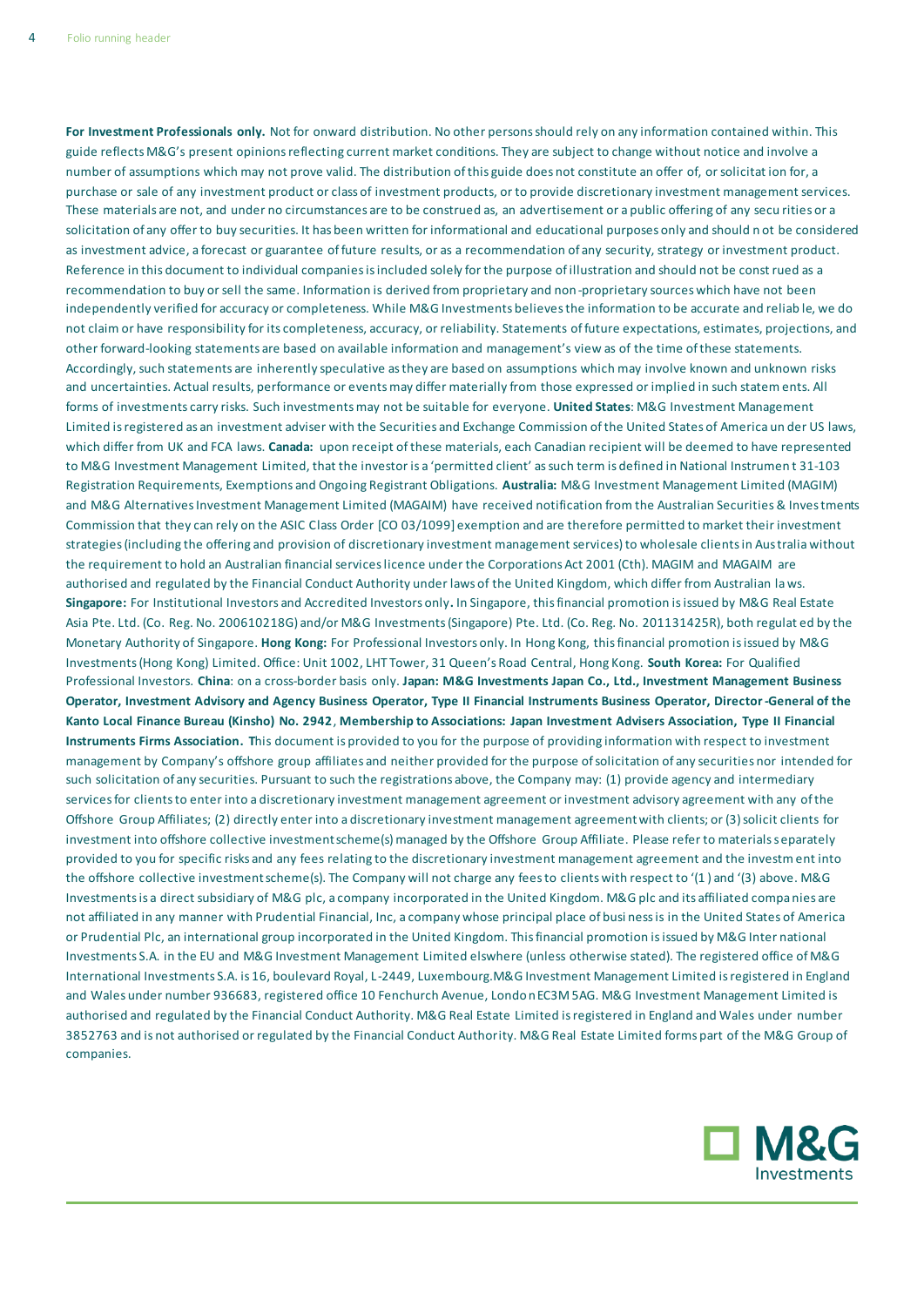**For Investment Professionals only.** Not for onward distribution. No other persons should rely on any information contained within. This guide reflects M&G's present opinions reflecting current market conditions. They are subject to change without notice and involve a number of assumptions which may not prove valid. The distribution of this guide does not constitute an offer of, or solicitation for, a purchase or sale of any investment product or class of investment products, or to provide discretionary investment management services. These materials are not, and under no circumstances are to be construed as, an advertisement or a public offering of any securities or a solicitation of any offer to buy securities. It has been written for informational and educational purposes only and should not be considered as investment advice, a forecast or guarantee of future results, or as a recommendation of any security, strategy or investment product. Reference in this document to individual companies is included solely for the purpose of illustration and should not be construed as a recommendation to buy or sell the same. Information is derived from proprietary and non-proprietary sources which have not been independently verified for accuracy or completeness. While M&G Investments believes the information to be accurate and reliable, we do not claim or have responsibility for its completeness, accuracy, or reliability. Statements of future expectations, estimates, projections, and other forward-looking statements are based on available information and management's view as of the time of these statements. Accordingly, such statements are inherently speculative as they are based on assumptions which may involve known and unknown risks and uncertainties. Actual results, performance or events may differ materially from those expressed or implied in such statements. All forms of investments carry risks. Such investments may not be suitable for everyone. **United States**: M&G Investment Management Limited is registered as an investment adviser with the Securities and Exchange Commission of the United States of America under US laws, which differ from UK and FCA laws. **Canada:** upon receipt of these materials, each Canadian recipient will be deemed to have represented to M&G Investment Management Limited, that the investor is a 'permitted client' as such term is defined in National Instrument 31-103 Registration Requirements, Exemptions and Ongoing Registrant Obligations. **Australia:** M&G Investment Management Limited (MAGIM) and M&G Alternatives Investment Management Limited (MAGAIM) have received notification from the Australian Securities & Investments Commission that they can rely on the ASIC Class Order [CO 03/1099] exemption and are therefore permitted to market their investment strategies (including the offering and provision of discretionary investment management services) to wholesale clients in Australia without the requirement to hold an Australian financial services licence under the Corporations Act 2001 (Cth). MAGIM and MAGAIM are authorised and regulated by the Financial Conduct Authority under laws of the United Kingdom, which differ from Australian laws. **Singapore:** For Institutional Investors and Accredited Investors only**.** In Singapore, this financial promotion is issued by M&G Real Estate Asia Pte. Ltd. (Co. Reg. No. 200610218G) and/or M&G Investments (Singapore) Pte. Ltd. (Co. Reg. No. 201131425R), both regulated by the Monetary Authority of Singapore. **Hong Kong:** For Professional Investors only. In Hong Kong, this financial promotion is issued by M&G Investments (Hong Kong) Limited. Office: Unit 1002, LHT Tower, 31 Queen's Road Central, Hong Kong. **South Korea:** For Qualified Professional Investors. **China**: on a cross-border basis only. **Japan: M&G Investments Japan Co., Ltd., Investment Management Business Operator, Investment Advisory and Agency Business Operator, Type II Financial Instruments Business Operator, Director-General of the Kanto Local Finance Bureau (Kinsho) No. 2942**, **Membership to Associations: Japan Investment Advisers Association, Type II Financial Instruments Firms Association. T**his document is provided to you for the purpose of providing information with respect to investment management by Company's offshore group affiliates and neither provided for the purpose of solicitation of any securities nor intended for such solicitation of any securities. Pursuant to such the registrations above, the Company may: (1) provide agency and intermediary services for clients to enter into a discretionary investment management agreement or investment advisory agreement with any of the Offshore Group Affiliates; (2) directly enter into a discretionary investment management agreement with clients; or (3) solicit clients for investment into offshore collective investment scheme(s) managed by the Offshore Group Affiliate. Please refer to materials separately provided to you for specific risks and any fees relating to the discretionary investment management agreement and the investment into the offshore collective investment scheme(s). The Company will not charge any fees to clients with respect to '(1) and '(3) above. M&G Investments is a direct subsidiary of M&G plc, a company incorporated in the United Kingdom. M&G plc and its affiliated companies are not affiliated in any manner with Prudential Financial, Inc, a company whose principal place of business is in the United States of America or Prudential Plc, an international group incorporated in the United Kingdom. This financial promotion is issued by M&G International Investments S.A. in the EU and M&G Investment Management Limited elswhere (unless otherwise stated). The registered office of M&G International Investments S.A. is 16, boulevard Royal, L-2449, Luxembourg.M&G Investment Management Limited is registered in England and Wales under number 936683, registered office 10 Fenchurch Avenue, London EC3M 5AG. M&G Investment Management Limited is authorised and regulated by the Financial Conduct Authority. M&G Real Estate Limited is registered in England and Wales under number 3852763 and is not authorised or regulated by the Financial Conduct Authority. M&G Real Estate Limited forms part of the M&G Group of companies.

M&G Investments